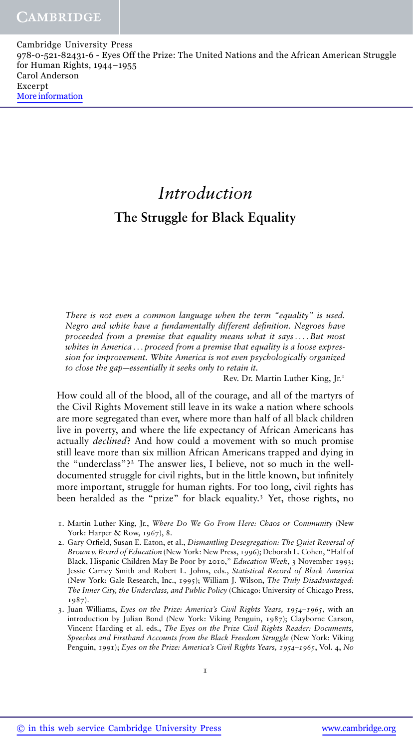# *Introduction*

## The Struggle for Black Equality

*There is not even a common language when the term "equality" is used. Negro and white have a fundamentally different definition. Negroes have proceeded from a premise that equality means what it says .... But most whites in America ... proceed from a premise that equality is a loose expression for improvement. White America is not even psychologically organized to close the gap—essentially it seeks only to retain it.*

Rev. Dr. Martin Luther King, Jr.[1]

How could all of the blood, all of the courage, and all of the martyrs of the Civil Rights Movement still leave in its wake a nation where schools are more segregated than ever, where more than half of all black children live in poverty, and where the life expectancy of African Americans has actually *declined*? And how could a movement with so much promise still leave more than six million African Americans trapped and dying in the "underclass"?[2] The answer lies, I believe, not so much in the well-documented struggle for civil rights, but in the little known, but infinitely more important, struggle for human rights. For too long, civil rights has been heralded as the "prize" for black equality.[3] Yet, those rights, no

1. Martin Luther King, Jr., *Where Do We Go From Here: Chaos or Community* (New York: Harper & Row, 1967), 8.
2. Gary Orfield, Susan E. Eaton, et al., *Dismantling Desegregation: The Quiet Reversal of Brown v. Board of Education* (New York: New Press, 1996); Deborah L. Cohen, "Half of Black, Hispanic Children May Be Poor by 2010," *Education Week*, 3 November 1993; Jessie Carney Smith and Robert L. Johns, eds., *Statistical Record of Black America* (New York: Gale Research, Inc., 1995); William J. Wilson, *The Truly Disadvantaged: The Inner City, the Underclass, and Public Policy* (Chicago: University of Chicago Press, 1987).
3. Juan Williams, *Eyes on the Prize: America's Civil Rights Years, 1954–1965*, with an introduction by Julian Bond (New York: Viking Penguin, 1987); Clayborne Carson, Vincent Harding et al. eds., *The Eyes on the Prize Civil Rights Reader: Documents, Speeches and Firsthand Accounts from the Black Freedom Struggle* (New York: Viking Penguin, 1991); *Eyes on the Prize: America's Civil Rights Years, 1954–1965*, Vol. 4, *No*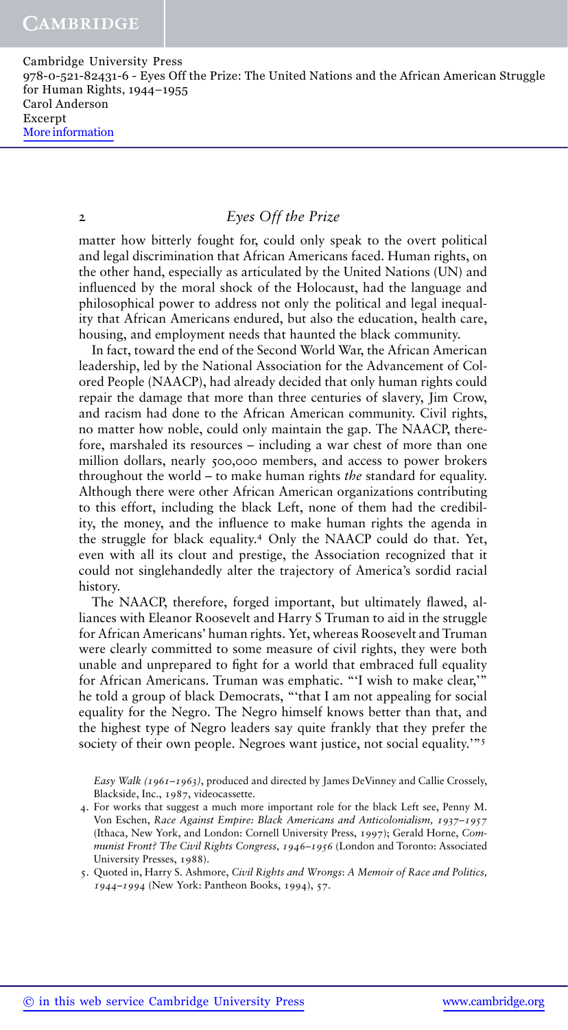matter how bitterly fought for, could only speak to the overt political and legal discrimination that African Americans faced. Human rights, on the other hand, especially as articulated by the United Nations (UN) and influenced by the moral shock of the Holocaust, had the language and philosophical power to address not only the political and legal inequality that African Americans endured, but also the education, health care, housing, and employment needs that haunted the black community.

In fact, toward the end of the Second World War, the African American leadership, led by the National Association for the Advancement of Colored People (NAACP), had already decided that only human rights could repair the damage that more than three centuries of slavery, Jim Crow, and racism had done to the African American community. Civil rights, no matter how noble, could only maintain the gap. The NAACP, therefore, marshaled its resources – including a war chest of more than one million dollars, nearly 500,000 members, and access to power brokers throughout the world – to make human rights *the* standard for equality. Although there were other African American organizations contributing to this effort, including the black Left, none of them had the credibility, the money, and the influence to make human rights the agenda in the struggle for black equality.[4] Only the NAACP could do that. Yet, even with all its clout and prestige, the Association recognized that it could not singlehandedly alter the trajectory of America's sordid racial history.

The NAACP, therefore, forged important, but ultimately flawed, alliances with Eleanor Roosevelt and Harry S Truman to aid in the struggle for African Americans' human rights. Yet, whereas Roosevelt and Truman were clearly committed to some measure of civil rights, they were both unable and unprepared to fight for a world that embraced full equality for African Americans. Truman was emphatic. "'I wish to make clear,'" he told a group of black Democrats, "'that I am not appealing for social equality for the Negro. The Negro himself knows better than that, and the highest type of Negro leaders say quite frankly that they prefer the society of their own people. Negroes want justice, not social equality.'"[5]

*Easy Walk (1961–1963)*, produced and directed by James DeVinney and Callie Crossely, Blackside, Inc., 1987, videocassette.

4. For works that suggest a much more important role for the black Left see, Penny M. Von Eschen, *Race Against Empire: Black Americans and Anticolonialism, 1937–1957* (Ithaca, New York, and London: Cornell University Press, 1997); Gerald Horne, *Communist Front? The Civil Rights Congress, 1946–1956* (London and Toronto: Associated University Presses, 1988).
5. Quoted in, Harry S. Ashmore, *Civil Rights and Wrongs: A Memoir of Race and Politics, 1944–1994* (New York: Pantheon Books, 1994), 57.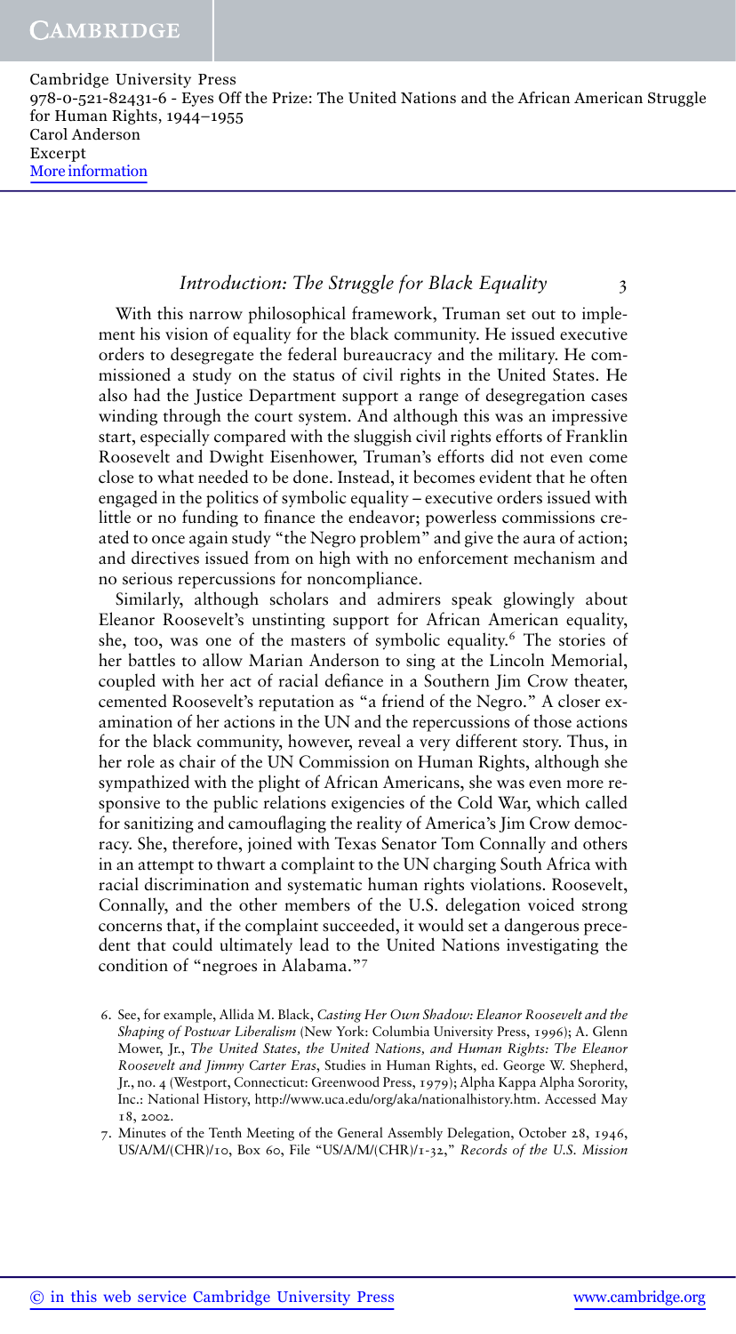With this narrow philosophical framework, Truman set out to implement his vision of equality for the black community. He issued executive orders to desegregate the federal bureaucracy and the military. He commissioned a study on the status of civil rights in the United States. He also had the Justice Department support a range of desegregation cases winding through the court system. And although this was an impressive start, especially compared with the sluggish civil rights efforts of Franklin Roosevelt and Dwight Eisenhower, Truman's efforts did not even come close to what needed to be done. Instead, it becomes evident that he often engaged in the politics of symbolic equality – executive orders issued with little or no funding to finance the endeavor; powerless commissions created to once again study "the Negro problem" and give the aura of action; and directives issued from on high with no enforcement mechanism and no serious repercussions for noncompliance.

Similarly, although scholars and admirers speak glowingly about Eleanor Roosevelt's unstinting support for African American equality, she, too, was one of the masters of symbolic equality.[6] The stories of her battles to allow Marian Anderson to sing at the Lincoln Memorial, coupled with her act of racial defiance in a Southern Jim Crow theater, cemented Roosevelt's reputation as "a friend of the Negro." A closer examination of her actions in the UN and the repercussions of those actions for the black community, however, reveal a very different story. Thus, in her role as chair of the UN Commission on Human Rights, although she sympathized with the plight of African Americans, she was even more responsive to the public relations exigencies of the Cold War, which called for sanitizing and camouflaging the reality of America's Jim Crow democracy. She, therefore, joined with Texas Senator Tom Connally and others in an attempt to thwart a complaint to the UN charging South Africa with racial discrimination and systematic human rights violations. Roosevelt, Connally, and the other members of the U.S. delegation voiced strong concerns that, if the complaint succeeded, it would set a dangerous precedent that could ultimately lead to the United Nations investigating the condition of "negroes in Alabama."[7]

6. See, for example, Allida M. Black, *Casting Her Own Shadow: Eleanor Roosevelt and the Shaping of Postwar Liberalism* (New York: Columbia University Press, 1996); A. Glenn Mower, Jr., *The United States, the United Nations, and Human Rights: The Eleanor Roosevelt and Jimmy Carter Eras*, Studies in Human Rights, ed. George W. Shepherd, Jr., no. 4 (Westport, Connecticut: Greenwood Press, 1979); Alpha Kappa Alpha Sorority, Inc.: National History, http://www.uca.edu/org/aka/nationalhistory.htm. Accessed May 18, 2002.

7. Minutes of the Tenth Meeting of the General Assembly Delegation, October 28, 1946, US/A/M/(CHR)/10, Box 60, File "US/A/M/(CHR)/1-32," *Records of the U.S. Mission*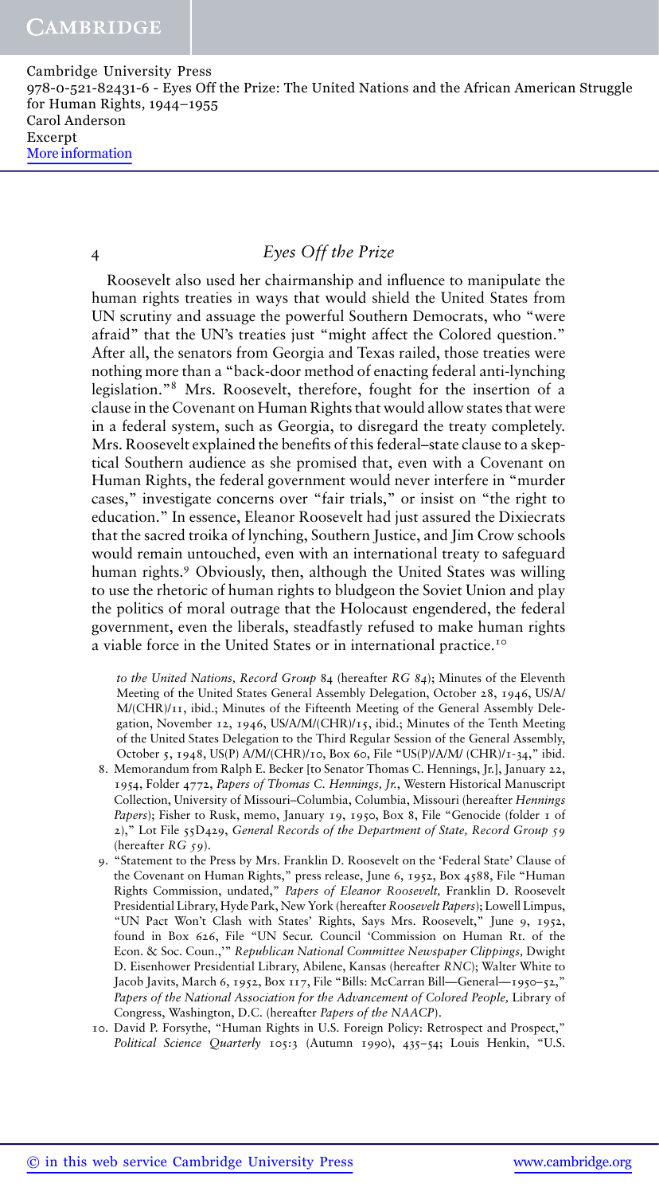Roosevelt also used her chairmanship and influence to manipulate the human rights treaties in ways that would shield the United States from UN scrutiny and assuage the powerful Southern Democrats, who "were afraid" that the UN's treaties just "might affect the Colored question." After all, the senators from Georgia and Texas railed, those treaties were nothing more than a "back-door method of enacting federal anti-lynching legislation."[8] Mrs. Roosevelt, therefore, fought for the insertion of a clause in the Covenant on Human Rights that would allow states that were in a federal system, such as Georgia, to disregard the treaty completely. Mrs. Roosevelt explained the benefits of this federal–state clause to a skeptical Southern audience as she promised that, even with a Covenant on Human Rights, the federal government would never interfere in "murder cases," investigate concerns over "fair trials," or insist on "the right to education." In essence, Eleanor Roosevelt had just assured the Dixiecrats that the sacred troika of lynching, Southern Justice, and Jim Crow schools would remain untouched, even with an international treaty to safeguard human rights.[9] Obviously, then, although the United States was willing to use the rhetoric of human rights to bludgeon the Soviet Union and play the politics of moral outrage that the Holocaust engendered, the federal government, even the liberals, steadfastly refused to make human rights a viable force in the United States or in international practice.[10]

*to the United Nations, Record Group* 84 (hereafter *RG 84*); Minutes of the Eleventh Meeting of the United States General Assembly Delegation, October 28, 1946, US/A/M/(CHR)/11, ibid.; Minutes of the Fifteenth Meeting of the General Assembly Delegation, November 12, 1946, US/A/M/(CHR)/15, ibid.; Minutes of the Tenth Meeting of the United States Delegation to the Third Regular Session of the General Assembly, October 5, 1948, US(P) A/M/(CHR)/10, Box 60, File "US(P)/A/M/ (CHR)/1-34," ibid.

8. Memorandum from Ralph E. Becker [to Senator Thomas C. Hennings, Jr.], January 22, 1954, Folder 4772, *Papers of Thomas C. Hennings, Jr.*, Western Historical Manuscript Collection, University of Missouri–Columbia, Columbia, Missouri (hereafter *Hennings Papers*); Fisher to Rusk, memo, January 19, 1950, Box 8, File "Genocide (folder 1 of 2)," Lot File 55D429, *General Records of the Department of State, Record Group 59* (hereafter *RG 59*).
9. "Statement to the Press by Mrs. Franklin D. Roosevelt on the 'Federal State' Clause of the Covenant on Human Rights," press release, June 6, 1952, Box 4588, File "Human Rights Commission, undated," *Papers of Eleanor Roosevelt,* Franklin D. Roosevelt Presidential Library, Hyde Park, New York (hereafter *Roosevelt Papers*); Lowell Limpus, "UN Pact Won't Clash with States' Rights, Says Mrs. Roosevelt," June 9, 1952, found in Box 626, File "UN Secur. Council 'Commission on Human Rt. of the Econ. & Soc. Coun.,'" *Republican National Committee Newspaper Clippings,* Dwight D. Eisenhower Presidential Library, Abilene, Kansas (hereafter *RNC*); Walter White to Jacob Javits, March 6, 1952, Box 117, File "Bills: McCarran Bill—General—1950–52," *Papers of the National Association for the Advancement of Colored People,* Library of Congress, Washington, D.C. (hereafter *Papers of the NAACP*).
10. David P. Forsythe, "Human Rights in U.S. Foreign Policy: Retrospect and Prospect," *Political Science Quarterly* 105:3 (Autumn 1990), 435–54; Louis Henkin, "U.S.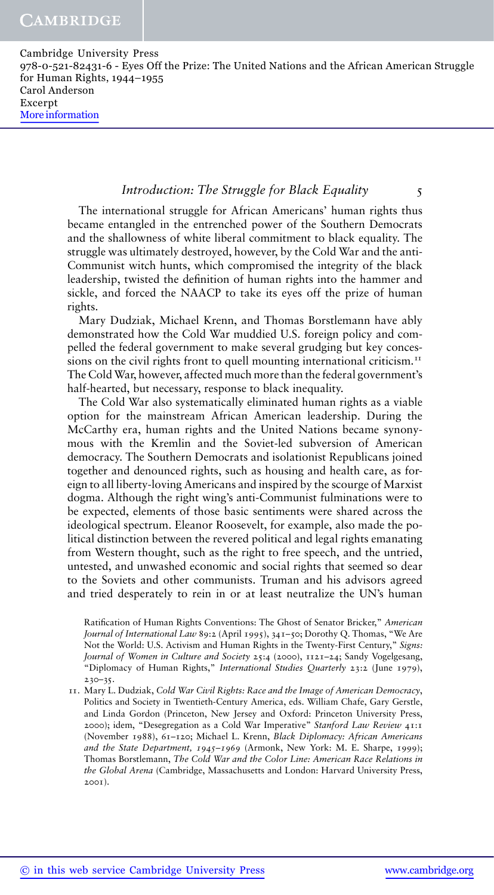The international struggle for African Americans' human rights thus became entangled in the entrenched power of the Southern Democrats and the shallowness of white liberal commitment to black equality. The struggle was ultimately destroyed, however, by the Cold War and the anti-Communist witch hunts, which compromised the integrity of the black leadership, twisted the definition of human rights into the hammer and sickle, and forced the NAACP to take its eyes off the prize of human rights.

Mary Dudziak, Michael Krenn, and Thomas Borstlemann have ably demonstrated how the Cold War muddied U.S. foreign policy and compelled the federal government to make several grudging but key concessions on the civil rights front to quell mounting international criticism.[11] The Cold War, however, affected much more than the federal government's half-hearted, but necessary, response to black inequality.

The Cold War also systematically eliminated human rights as a viable option for the mainstream African American leadership. During the McCarthy era, human rights and the United Nations became synonymous with the Kremlin and the Soviet-led subversion of American democracy. The Southern Democrats and isolationist Republicans joined together and denounced rights, such as housing and health care, as foreign to all liberty-loving Americans and inspired by the scourge of Marxist dogma. Although the right wing's anti-Communist fulminations were to be expected, elements of those basic sentiments were shared across the ideological spectrum. Eleanor Roosevelt, for example, also made the political distinction between the revered political and legal rights emanating from Western thought, such as the right to free speech, and the untried, untested, and unwashed economic and social rights that seemed so dear to the Soviets and other communists. Truman and his advisors agreed and tried desperately to rein in or at least neutralize the UN's human

Ratification of Human Rights Conventions: The Ghost of Senator Bricker," *American Journal of International Law* 89:2 (April 1995), 341–50; Dorothy Q. Thomas, "We Are Not the World: U.S. Activism and Human Rights in the Twenty-First Century," *Signs: Journal of Women in Culture and Society* 25:4 (2000), 1121–24; Sandy Vogelgesang, "Diplomacy of Human Rights," *International Studies Quarterly* 23:2 (June 1979), 230–35.

11. Mary L. Dudziak, *Cold War Civil Rights: Race and the Image of American Democracy*, Politics and Society in Twentieth-Century America, eds. William Chafe, Gary Gerstle, and Linda Gordon (Princeton, New Jersey and Oxford: Princeton University Press, 2000); idem, "Desegregation as a Cold War Imperative" *Stanford Law Review* 41:1 (November 1988), 61–120; Michael L. Krenn, *Black Diplomacy: African Americans and the State Department, 1945–1969* (Armonk, New York: M. E. Sharpe, 1999); Thomas Borstlemann, *The Cold War and the Color Line: American Race Relations in the Global Arena* (Cambridge, Massachusetts and London: Harvard University Press, 2001).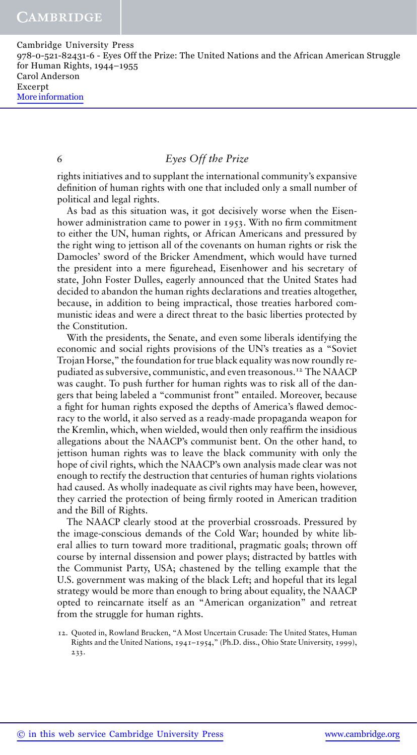rights initiatives and to supplant the international community's expansive definition of human rights with one that included only a small number of political and legal rights.

As bad as this situation was, it got decisively worse when the Eisenhower administration came to power in 1953. With no firm commitment to either the UN, human rights, or African Americans and pressured by the right wing to jettison all of the covenants on human rights or risk the Damocles' sword of the Bricker Amendment, which would have turned the president into a mere figurehead, Eisenhower and his secretary of state, John Foster Dulles, eagerly announced that the United States had decided to abandon the human rights declarations and treaties altogether, because, in addition to being impractical, those treaties harbored communistic ideas and were a direct threat to the basic liberties protected by the Constitution.

With the presidents, the Senate, and even some liberals identifying the economic and social rights provisions of the UN's treaties as a "Soviet Trojan Horse," the foundation for true black equality was now roundly repudiated as subversive, communistic, and even treasonous.[12] The NAACP was caught. To push further for human rights was to risk all of the dangers that being labeled a "communist front" entailed. Moreover, because a fight for human rights exposed the depths of America's flawed democracy to the world, it also served as a ready-made propaganda weapon for the Kremlin, which, when wielded, would then only reaffirm the insidious allegations about the NAACP's communist bent. On the other hand, to jettison human rights was to leave the black community with only the hope of civil rights, which the NAACP's own analysis made clear was not enough to rectify the destruction that centuries of human rights violations had caused. As wholly inadequate as civil rights may have been, however, they carried the protection of being firmly rooted in American tradition and the Bill of Rights.

The NAACP clearly stood at the proverbial crossroads. Pressured by the image-conscious demands of the Cold War; hounded by white liberal allies to turn toward more traditional, pragmatic goals; thrown off course by internal dissension and power plays; distracted by battles with the Communist Party, USA; chastened by the telling example that the U.S. government was making of the black Left; and hopeful that its legal strategy would be more than enough to bring about equality, the NAACP opted to reincarnate itself as an "American organization" and retreat from the struggle for human rights.

12. Quoted in, Rowland Brucken, "A Most Uncertain Crusade: The United States, Human Rights and the United Nations, 1941–1954," (Ph.D. diss., Ohio State University, 1999), 233.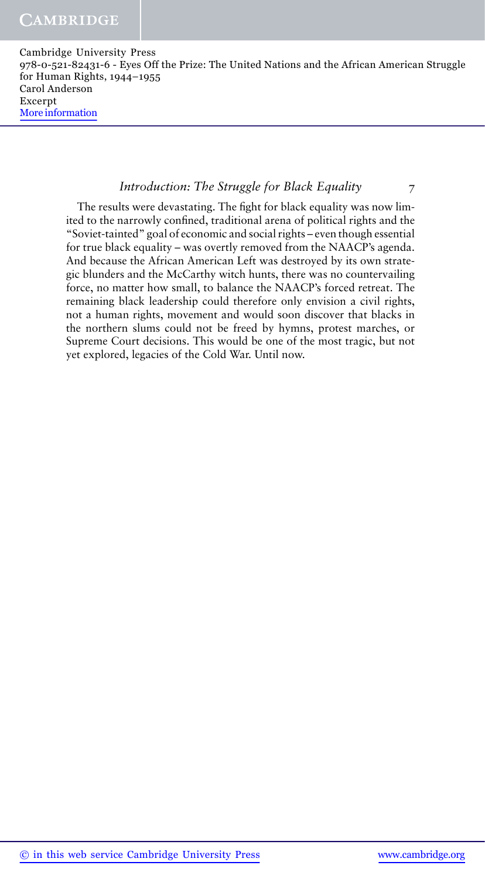The results were devastating. The fight for black equality was now limited to the narrowly confined, traditional arena of political rights and the "Soviet-tainted" goal of economic and social rights – even though essential for true black equality – was overtly removed from the NAACP's agenda. And because the African American Left was destroyed by its own strategic blunders and the McCarthy witch hunts, there was no countervailing force, no matter how small, to balance the NAACP's forced retreat. The remaining black leadership could therefore only envision a civil rights, not a human rights, movement and would soon discover that blacks in the northern slums could not be freed by hymns, protest marches, or Supreme Court decisions. This would be one of the most tragic, but not yet explored, legacies of the Cold War. Until now.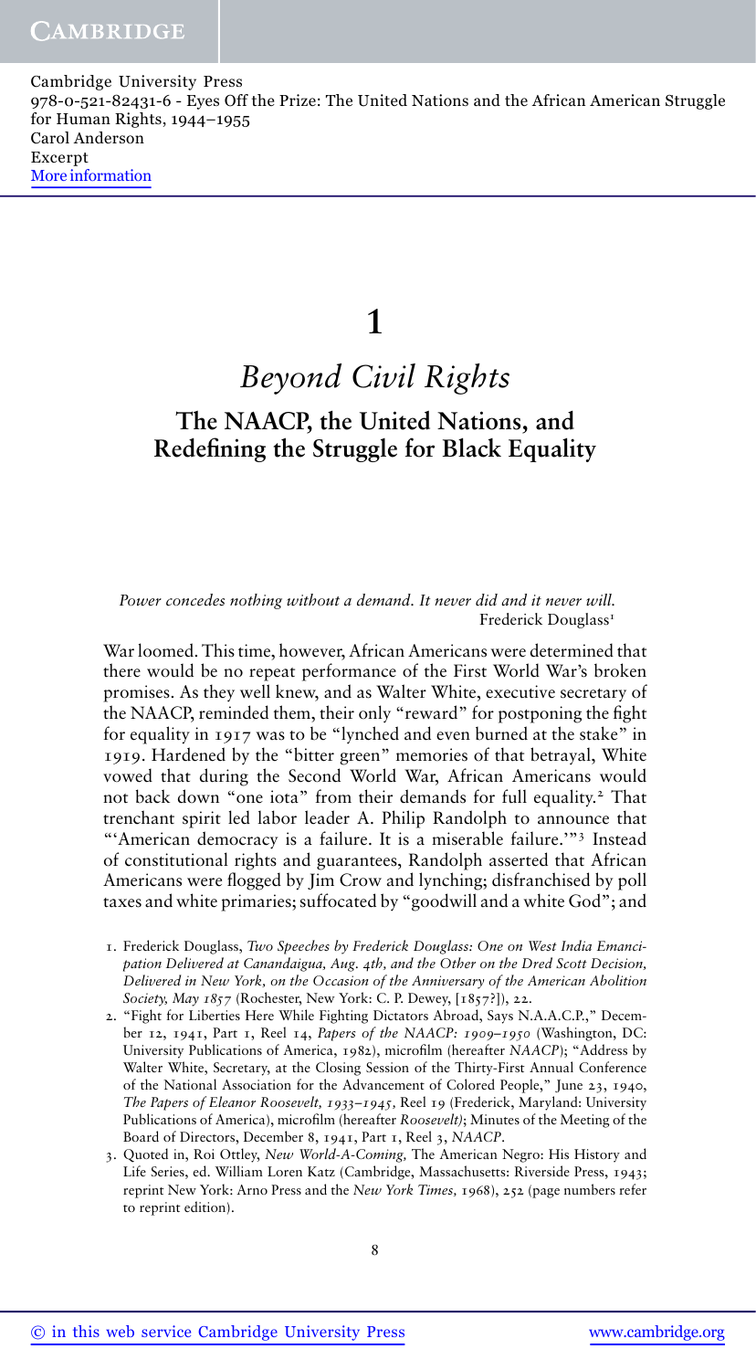# 1

## *Beyond Civil Rights*

### The NAACP, the United Nations, and Redefining the Struggle for Black Equality

*Power concedes nothing without a demand. It never did and it never will.*
Frederick Douglass[1]

War loomed. This time, however, African Americans were determined that there would be no repeat performance of the First World War's broken promises. As they well knew, and as Walter White, executive secretary of the NAACP, reminded them, their only "reward" for postponing the fight for equality in 1917 was to be "lynched and even burned at the stake" in 1919. Hardened by the "bitter green" memories of that betrayal, White vowed that during the Second World War, African Americans would not back down "one iota" from their demands for full equality.[2] That trenchant spirit led labor leader A. Philip Randolph to announce that "'American democracy is a failure. It is a miserable failure.'"[3] Instead of constitutional rights and guarantees, Randolph asserted that African Americans were flogged by Jim Crow and lynching; disfranchised by poll taxes and white primaries; suffocated by "goodwill and a white God"; and

1. Frederick Douglass, *Two Speeches by Frederick Douglass: One on West India Emancipation Delivered at Canandaigua, Aug. 4th, and the Other on the Dred Scott Decision, Delivered in New York, on the Occasion of the Anniversary of the American Abolition Society, May 1857* (Rochester, New York: C. P. Dewey, [1857?]), 22.
2. "Fight for Liberties Here While Fighting Dictators Abroad, Says N.A.A.C.P.," December 12, 1941, Part 1, Reel 14, *Papers of the NAACP: 1909–1950* (Washington, DC: University Publications of America, 1982), microfilm (hereafter *NAACP*); "Address by Walter White, Secretary, at the Closing Session of the Thirty-First Annual Conference of the National Association for the Advancement of Colored People," June 23, 1940, *The Papers of Eleanor Roosevelt, 1933–1945*, Reel 19 (Frederick, Maryland: University Publications of America), microfilm (hereafter *Roosevelt)*; Minutes of the Meeting of the Board of Directors, December 8, 1941, Part 1, Reel 3, *NAACP*.
3. Quoted in, Roi Ottley, *New World-A-Coming,* The American Negro: His History and Life Series, ed. William Loren Katz (Cambridge, Massachusetts: Riverside Press, 1943; reprint New York: Arno Press and the *New York Times,* 1968), 252 (page numbers refer to reprint edition).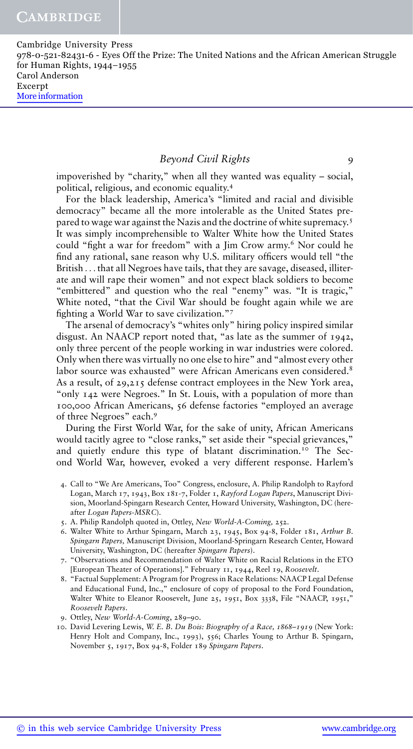impoverished by "charity," when all they wanted was equality – social, political, religious, and economic equality.[4]

For the black leadership, America's "limited and racial and divisible democracy" became all the more intolerable as the United States prepared to wage war against the Nazis and the doctrine of white supremacy.[5] It was simply incomprehensible to Walter White how the United States could "fight a war for freedom" with a Jim Crow army.[6] Nor could he find any rational, sane reason why U.S. military officers would tell "the British . . . that all Negroes have tails, that they are savage, diseased, illiterate and will rape their women" and not expect black soldiers to become "embittered" and question who the real "enemy" was. "It is tragic," White noted, "that the Civil War should be fought again while we are fighting a World War to save civilization."[7]

The arsenal of democracy's "whites only" hiring policy inspired similar disgust. An NAACP report noted that, "as late as the summer of 1942, only three percent of the people working in war industries were colored. Only when there was virtually no one else to hire" and "almost every other labor source was exhausted" were African Americans even considered.[8] As a result, of 29,215 defense contract employees in the New York area, "only 142 were Negroes." In St. Louis, with a population of more than 100,000 African Americans, 56 defense factories "employed an average of three Negroes" each.[9]

During the First World War, for the sake of unity, African Americans would tacitly agree to "close ranks," set aside their "special grievances," and quietly endure this type of blatant discrimination.[10] The Second World War, however, evoked a very different response. Harlem's

4. Call to "We Are Americans, Too" Congress, enclosure, A. Philip Randolph to Rayford Logan, March 17, 1943, Box 181-7, Folder 1, *Rayford Logan Papers*, Manuscript Division, Moorland-Spingarn Research Center, Howard University, Washington, DC (hereafter *Logan Papers-MSRC*).
5. A. Philip Randolph quoted in, Ottley, *New World-A-Coming*, 252.
6. Walter White to Arthur Spingarn, March 23, 1945, Box 94-8, Folder 181, *Arthur B. Spingarn Papers*, Manuscript Division, Moorland-Springarn Research Center, Howard University, Washington, DC (hereafter *Spingarn Papers*).
7. "Observations and Recommendation of Walter White on Racial Relations in the ETO [European Theater of Operations]." February 11, 1944, Reel 19, *Roosevelt*.
8. "Factual Supplement: A Program for Progress in Race Relations: NAACP Legal Defense and Educational Fund, Inc.," enclosure of copy of proposal to the Ford Foundation, Walter White to Eleanor Roosevelt, June 25, 1951, Box 3338, File "NAACP, 1951," *Roosevelt Papers*.
9. Ottley, *New World-A-Coming*, 289–90.
10. David Levering Lewis, *W. E. B. Du Bois: Biography of a Race, 1868–1919* (New York: Henry Holt and Company, Inc., 1993), 556; Charles Young to Arthur B. Spingarn, November 5, 1917, Box 94-8, Folder 189 *Spingarn Papers*.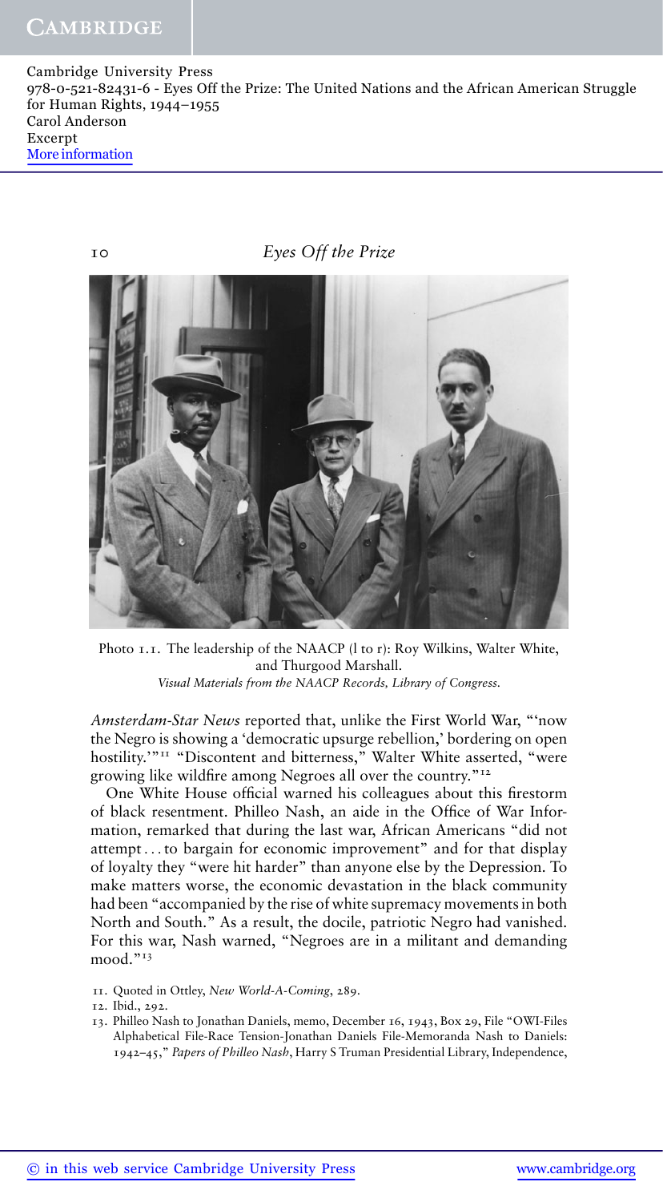Photo 1.1. The leadership of the NAACP (l to r): Roy Wilkins, Walter White, and Thurgood Marshall.
*Visual Materials from the NAACP Records, Library of Congress.*

*Amsterdam-Star News* reported that, unlike the First World War, "'now the Negro is showing a 'democratic upsurge rebellion,' bordering on open hostility.'"[11] "Discontent and bitterness," Walter White asserted, "were growing like wildfire among Negroes all over the country."[12]

One White House official warned his colleagues about this firestorm of black resentment. Philleo Nash, an aide in the Office of War Information, remarked that during the last war, African Americans "did not attempt ... to bargain for economic improvement" and for that display of loyalty they "were hit harder" than anyone else by the Depression. To make matters worse, the economic devastation in the black community had been "accompanied by the rise of white supremacy movements in both North and South." As a result, the docile, patriotic Negro had vanished. For this war, Nash warned, "Negroes are in a militant and demanding mood."[13]

11. Quoted in Ottley, *New World-A-Coming*, 289.
12. Ibid., 292.
13. Philleo Nash to Jonathan Daniels, memo, December 16, 1943, Box 29, File "OWI-Files Alphabetical File-Race Tension-Jonathan Daniels File-Memoranda Nash to Daniels: 1942–45," *Papers of Philleo Nash*, Harry S Truman Presidential Library, Independence,